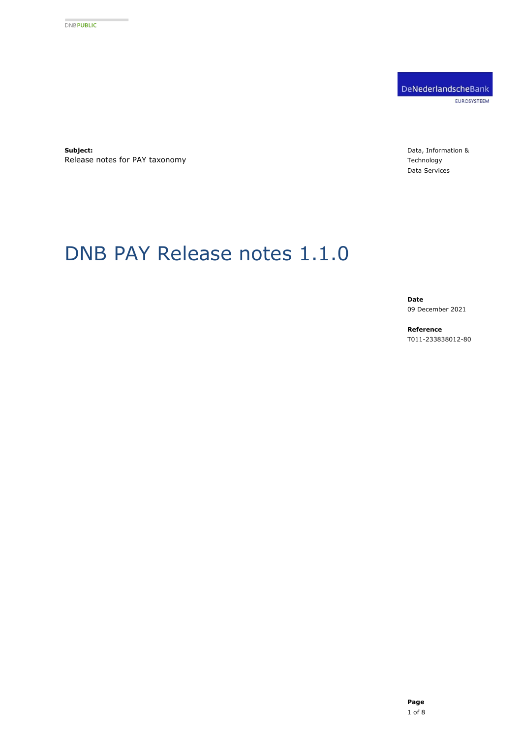DNB**PUBLIC**

DeNederlandscheBank
EUROSYSTEEM

**Subject:**
Release notes for PAY taxonomy

Data, Information & Technology
Data Services

# DNB PAY Release notes 1.1.0

**Date**
09 December 2021

**Reference**
T011-233838012-80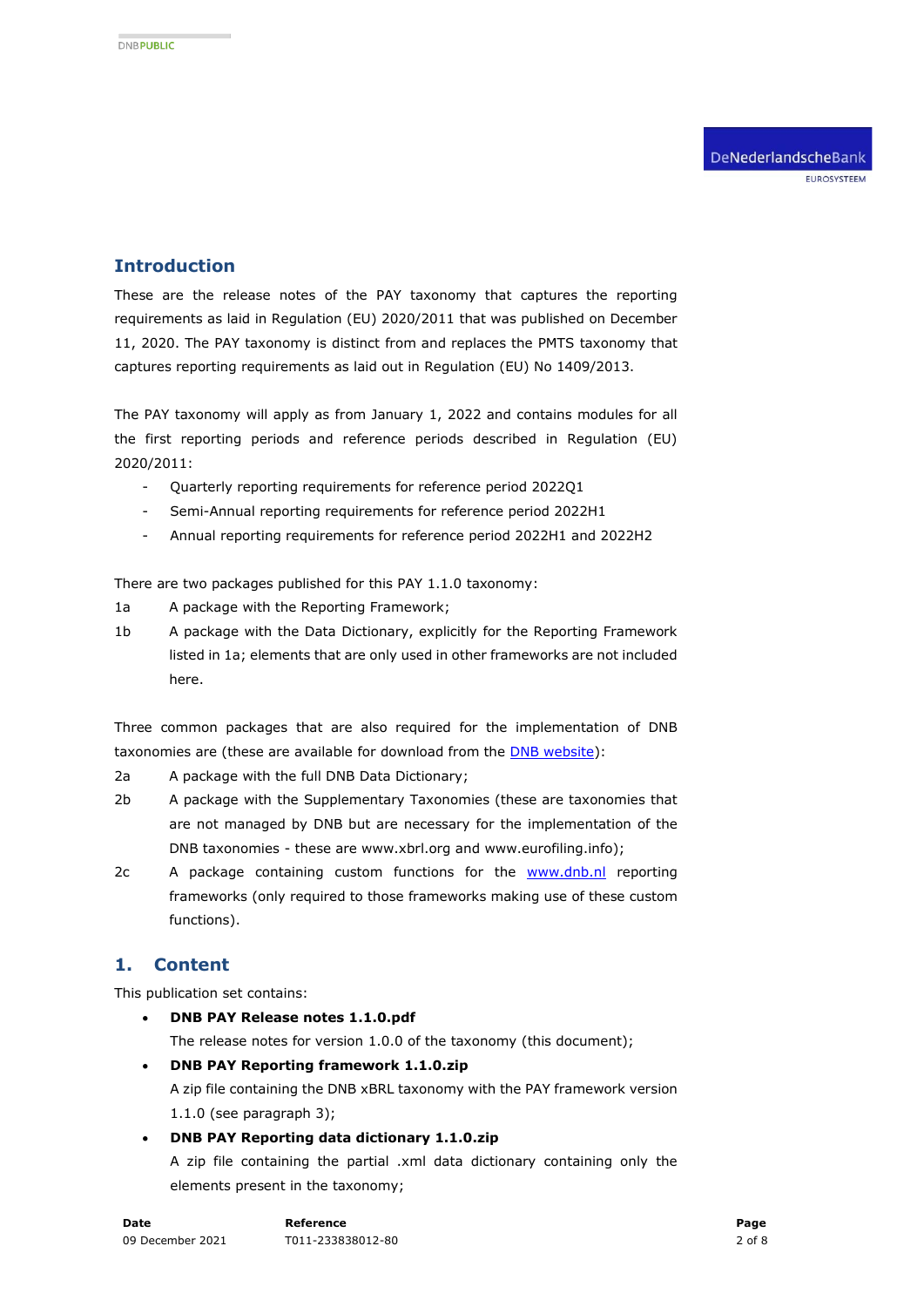## Introduction

These are the release notes of the PAY taxonomy that captures the reporting requirements as laid in Regulation (EU) 2020/2011 that was published on December 11, 2020. The PAY taxonomy is distinct from and replaces the PMTS taxonomy that captures reporting requirements as laid out in Regulation (EU) No 1409/2013.

The PAY taxonomy will apply as from January 1, 2022 and contains modules for all the first reporting periods and reference periods described in Regulation (EU) 2020/2011:

- Quarterly reporting requirements for reference period 2022Q1
- Semi-Annual reporting requirements for reference period 2022H1
- Annual reporting requirements for reference period 2022H1 and 2022H2

There are two packages published for this PAY 1.1.0 taxonomy:

1a A package with the Reporting Framework;

1b A package with the Data Dictionary, explicitly for the Reporting Framework listed in 1a; elements that are only used in other frameworks are not included here.

Three common packages that are also required for the implementation of DNB taxonomies are (these are available for download from the DNB website):

2a A package with the full DNB Data Dictionary;

2b A package with the Supplementary Taxonomies (these are taxonomies that are not managed by DNB but are necessary for the implementation of the DNB taxonomies - these are www.xbrl.org and www.eurofiling.info);

2c A package containing custom functions for the www.dnb.nl reporting frameworks (only required to those frameworks making use of these custom functions).

## 1. Content

This publication set contains:

- **DNB PAY Release notes 1.1.0.pdf**
  The release notes for version 1.0.0 of the taxonomy (this document);
- **DNB PAY Reporting framework 1.1.0.zip**
  A zip file containing the DNB xBRL taxonomy with the PAY framework version 1.1.0 (see paragraph 3);
- **DNB PAY Reporting data dictionary 1.1.0.zip**
  A zip file containing the partial .xml data dictionary containing only the elements present in the taxonomy;

| Date | Reference |
| --- | --- |
| 09 December 2021 | T011-233838012-80 |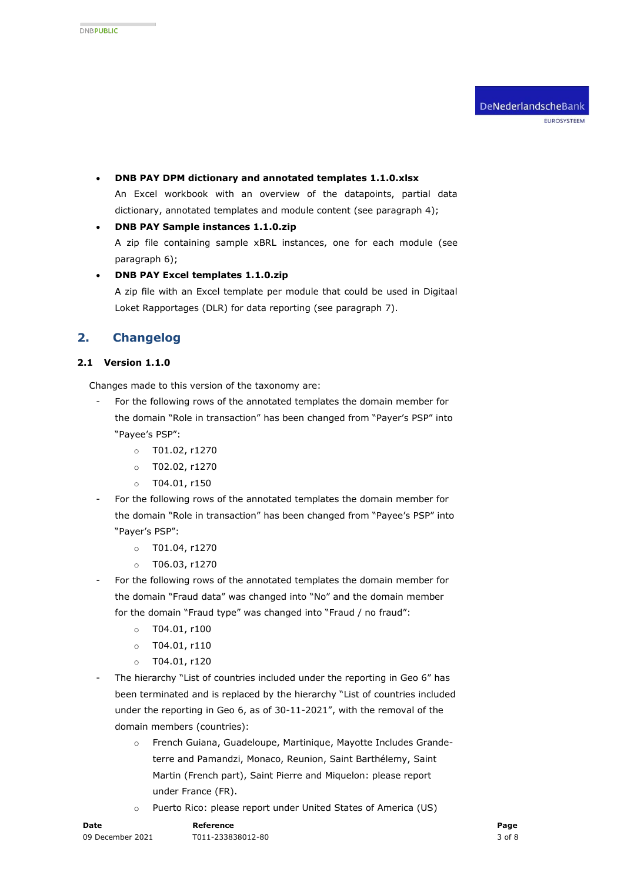- **DNB PAY DPM dictionary and annotated templates 1.1.0.xlsx**
  An Excel workbook with an overview of the datapoints, partial data dictionary, annotated templates and module content (see paragraph 4);
- **DNB PAY Sample instances 1.1.0.zip**
  A zip file containing sample xBRL instances, one for each module (see paragraph 6);
- **DNB PAY Excel templates 1.1.0.zip**
  A zip file with an Excel template per module that could be used in Digitaal Loket Rapportages (DLR) for data reporting (see paragraph 7).

## 2. Changelog

### 2.1 Version 1.1.0

Changes made to this version of the taxonomy are:

- For the following rows of the annotated templates the domain member for the domain "Role in transaction" has been changed from "Payer's PSP" into "Payee's PSP":
  - T01.02, r1270
  - T02.02, r1270
  - T04.01, r150
- For the following rows of the annotated templates the domain member for the domain "Role in transaction" has been changed from "Payee's PSP" into "Payer's PSP":
  - T01.04, r1270
  - T06.03, r1270
- For the following rows of the annotated templates the domain member for the domain "Fraud data" was changed into "No" and the domain member for the domain "Fraud type" was changed into "Fraud / no fraud":
  - T04.01, r100
  - T04.01, r110
  - T04.01, r120
- The hierarchy "List of countries included under the reporting in Geo 6" has been terminated and is replaced by the hierarchy "List of countries included under the reporting in Geo 6, as of 30-11-2021", with the removal of the domain members (countries):
  - French Guiana, Guadeloupe, Martinique, Mayotte Includes Grande-terre and Pamandzi, Monaco, Reunion, Saint Barthélemy, Saint Martin (French part), Saint Pierre and Miquelon: please report under France (FR).
  - Puerto Rico: please report under United States of America (US)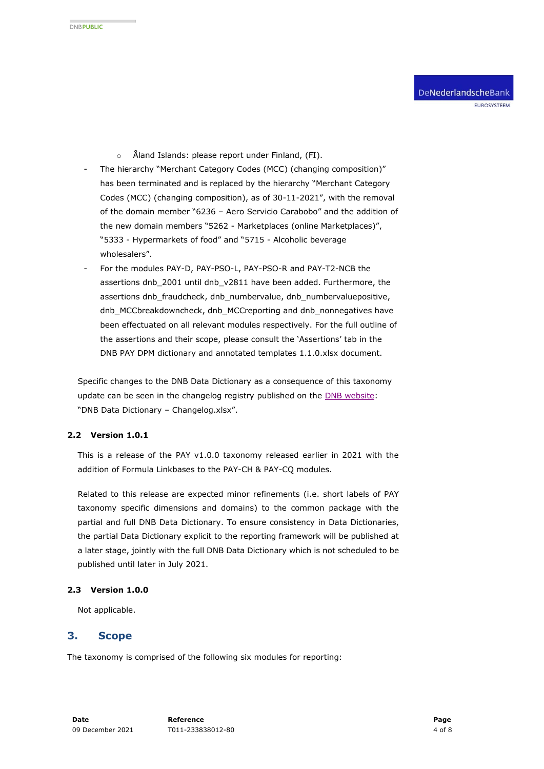- Åland Islands: please report under Finland, (FI).
- The hierarchy "Merchant Category Codes (MCC) (changing composition)" has been terminated and is replaced by the hierarchy "Merchant Category Codes (MCC) (changing composition), as of 30-11-2021", with the removal of the domain member "6236 – Aero Servicio Carabobo" and the addition of the new domain members "5262 - Marketplaces (online Marketplaces)", "5333 - Hypermarkets of food" and "5715 - Alcoholic beverage wholesalers".
- For the modules PAY-D, PAY-PSO-L, PAY-PSO-R and PAY-T2-NCB the assertions dnb_2001 until dnb_v2811 have been added. Furthermore, the assertions dnb_fraudcheck, dnb_numbervalue, dnb_numbervaluepositive, dnb_MCCbreakdowncheck, dnb_MCCreporting and dnb_nonnegatives have been effectuated on all relevant modules respectively. For the full outline of the assertions and their scope, please consult the 'Assertions' tab in the DNB PAY DPM dictionary and annotated templates 1.1.0.xlsx document.

Specific changes to the DNB Data Dictionary as a consequence of this taxonomy update can be seen in the changelog registry published on the DNB website: "DNB Data Dictionary – Changelog.xlsx".

### 2.2 Version 1.0.1

This is a release of the PAY v1.0.0 taxonomy released earlier in 2021 with the addition of Formula Linkbases to the PAY-CH & PAY-CQ modules.

Related to this release are expected minor refinements (i.e. short labels of PAY taxonomy specific dimensions and domains) to the common package with the partial and full DNB Data Dictionary. To ensure consistency in Data Dictionaries, the partial Data Dictionary explicit to the reporting framework will be published at a later stage, jointly with the full DNB Data Dictionary which is not scheduled to be published until later in July 2021.

### 2.3 Version 1.0.0

Not applicable.

## 3. Scope

The taxonomy is comprised of the following six modules for reporting: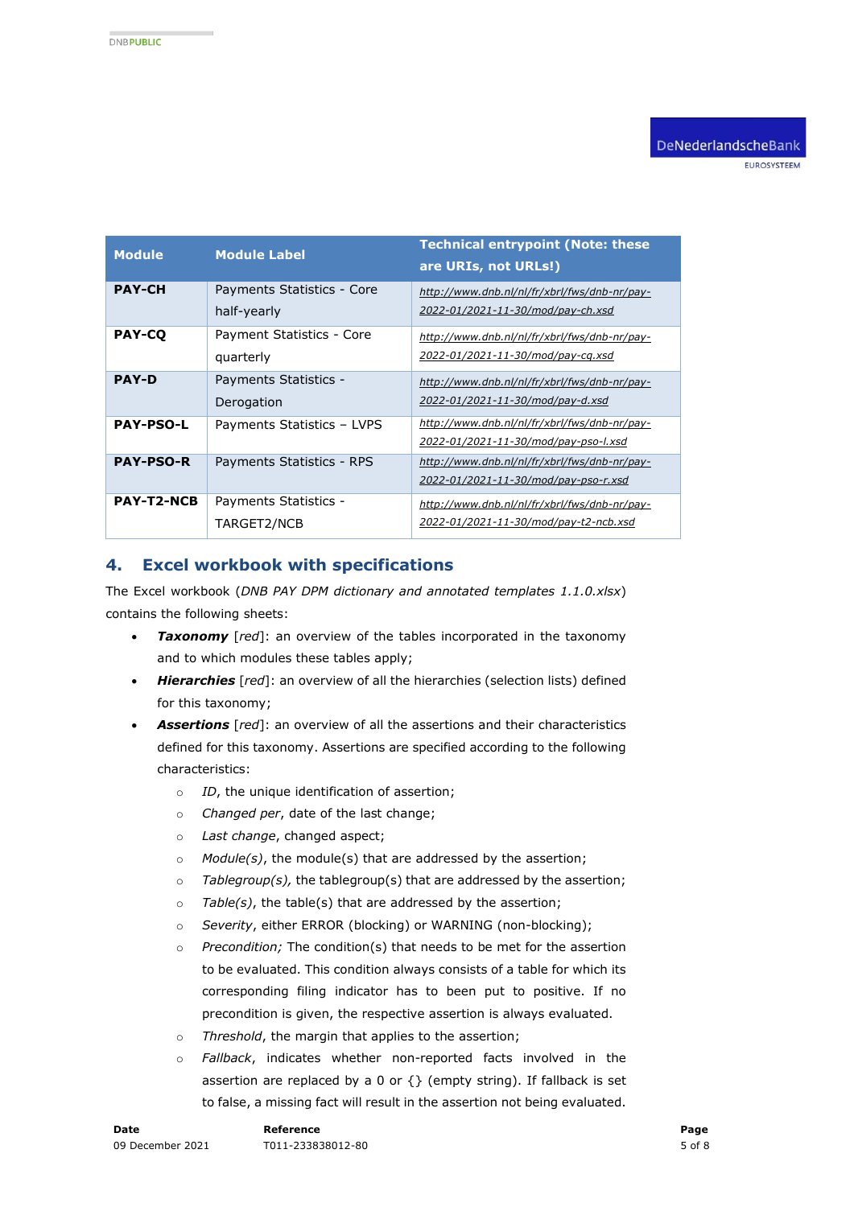| Module | Module Label | Technical entrypoint (Note: these are URIs, not URLs!) |
|---|---|---|
| **PAY-CH** | Payments Statistics - Core half-yearly | *http://www.dnb.nl/nl/fr/xbrl/fws/dnb-nr/pay-2022-01/2021-11-30/mod/pay-ch.xsd* |
| **PAY-CQ** | Payment Statistics - Core quarterly | *http://www.dnb.nl/nl/fr/xbrl/fws/dnb-nr/pay-2022-01/2021-11-30/mod/pay-cq.xsd* |
| **PAY-D** | Payments Statistics - Derogation | *http://www.dnb.nl/nl/fr/xbrl/fws/dnb-nr/pay-2022-01/2021-11-30/mod/pay-d.xsd* |
| **PAY-PSO-L** | Payments Statistics – LVPS | *http://www.dnb.nl/nl/fr/xbrl/fws/dnb-nr/pay-2022-01/2021-11-30/mod/pay-pso-l.xsd* |
| **PAY-PSO-R** | Payments Statistics - RPS | *http://www.dnb.nl/nl/fr/xbrl/fws/dnb-nr/pay-2022-01/2021-11-30/mod/pay-pso-r.xsd* |
| **PAY-T2-NCB** | Payments Statistics - TARGET2/NCB | *http://www.dnb.nl/nl/fr/xbrl/fws/dnb-nr/pay-2022-01/2021-11-30/mod/pay-t2-ncb.xsd* |

## 4. Excel workbook with specifications

The Excel workbook (*DNB PAY DPM dictionary and annotated templates 1.1.0.xlsx*) contains the following sheets:

- ***Taxonomy*** [*red*]: an overview of the tables incorporated in the taxonomy and to which modules these tables apply;
- ***Hierarchies*** [*red*]: an overview of all the hierarchies (selection lists) defined for this taxonomy;
- ***Assertions*** [*red*]: an overview of all the assertions and their characteristics defined for this taxonomy. Assertions are specified according to the following characteristics:
  - *ID*, the unique identification of assertion;
  - *Changed per*, date of the last change;
  - *Last change*, changed aspect;
  - *Module(s)*, the module(s) that are addressed by the assertion;
  - *Tablegroup(s),* the tablegroup(s) that are addressed by the assertion;
  - *Table(s)*, the table(s) that are addressed by the assertion;
  - *Severity*, either ERROR (blocking) or WARNING (non-blocking);
  - *Precondition;* The condition(s) that needs to be met for the assertion to be evaluated. This condition always consists of a table for which its corresponding filing indicator has to been put to positive. If no precondition is given, the respective assertion is always evaluated.
  - *Threshold*, the margin that applies to the assertion;
  - *Fallback*, indicates whether non-reported facts involved in the assertion are replaced by a 0 or {} (empty string). If fallback is set to false, a missing fact will result in the assertion not being evaluated.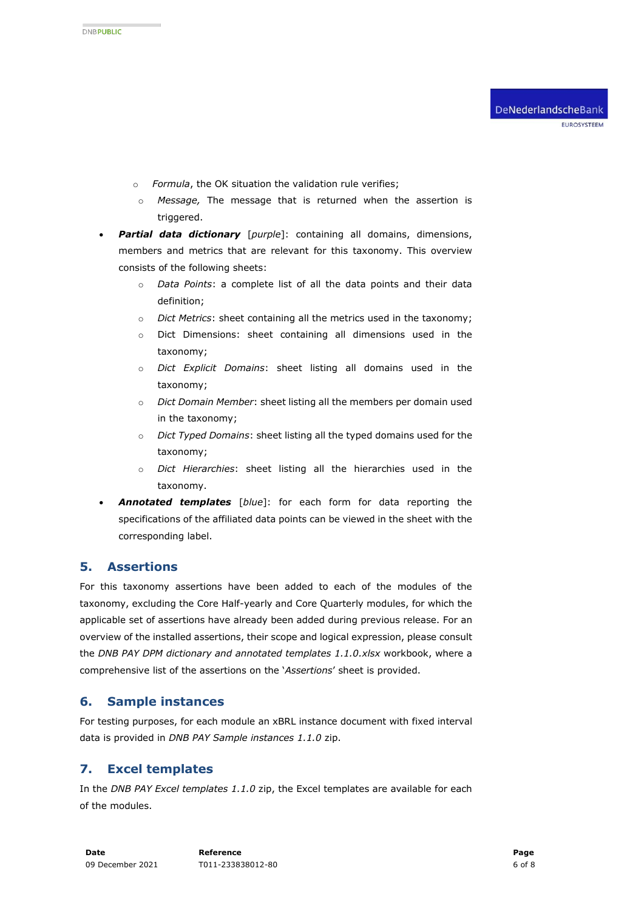- *Formula*, the OK situation the validation rule verifies;
    - *Message,* The message that is returned when the assertion is triggered.
- ***Partial data dictionary*** [*purple*]: containing all domains, dimensions, members and metrics that are relevant for this taxonomy. This overview consists of the following sheets:
    - *Data Points*: a complete list of all the data points and their data definition;
    - *Dict Metrics*: sheet containing all the metrics used in the taxonomy;
    - Dict Dimensions: sheet containing all dimensions used in the taxonomy;
    - *Dict Explicit Domains*: sheet listing all domains used in the taxonomy;
    - *Dict Domain Member*: sheet listing all the members per domain used in the taxonomy;
    - *Dict Typed Domains*: sheet listing all the typed domains used for the taxonomy;
    - *Dict Hierarchies*: sheet listing all the hierarchies used in the taxonomy.
- ***Annotated templates*** [*blue*]: for each form for data reporting the specifications of the affiliated data points can be viewed in the sheet with the corresponding label.

## 5. Assertions

For this taxonomy assertions have been added to each of the modules of the taxonomy, excluding the Core Half-yearly and Core Quarterly modules, for which the applicable set of assertions have already been added during previous release. For an overview of the installed assertions, their scope and logical expression, please consult the *DNB PAY DPM dictionary and annotated templates 1.1.0.xlsx* workbook, where a comprehensive list of the assertions on the '*Assertions*' sheet is provided.

## 6. Sample instances

For testing purposes, for each module an xBRL instance document with fixed interval data is provided in *DNB PAY Sample instances 1.1.0* zip.

## 7. Excel templates

In the *DNB PAY Excel templates 1.1.0* zip, the Excel templates are available for each of the modules.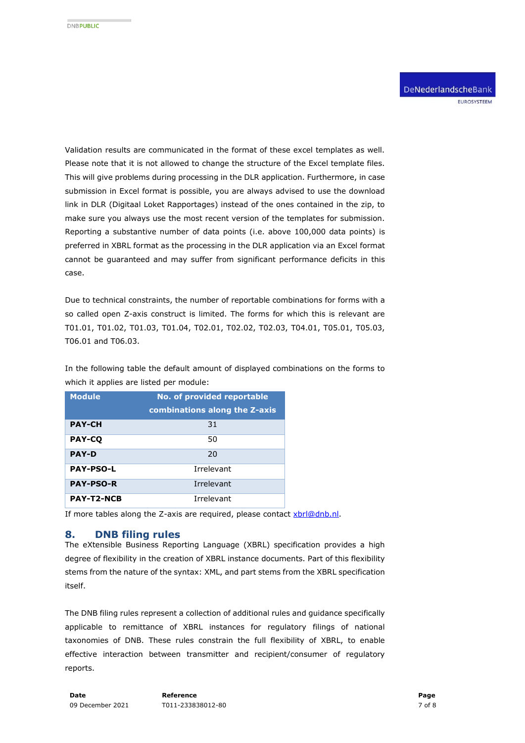Validation results are communicated in the format of these excel templates as well. Please note that it is not allowed to change the structure of the Excel template files. This will give problems during processing in the DLR application. Furthermore, in case submission in Excel format is possible, you are always advised to use the download link in DLR (Digitaal Loket Rapportages) instead of the ones contained in the zip, to make sure you always use the most recent version of the templates for submission. Reporting a substantive number of data points (i.e. above 100,000 data points) is preferred in XBRL format as the processing in the DLR application via an Excel format cannot be guaranteed and may suffer from significant performance deficits in this case.

Due to technical constraints, the number of reportable combinations for forms with a so called open Z-axis construct is limited. The forms for which this is relevant are T01.01, T01.02, T01.03, T01.04, T02.01, T02.02, T02.03, T04.01, T05.01, T05.03, T06.01 and T06.03.

In the following table the default amount of displayed combinations on the forms to which it applies are listed per module:

| Module | No. of provided reportable combinations along the Z-axis |
|---|---|
| **PAY-CH** | 31 |
| **PAY-CQ** | 50 |
| **PAY-D** | 20 |
| **PAY-PSO-L** | Irrelevant |
| **PAY-PSO-R** | Irrelevant |
| **PAY-T2-NCB** | Irrelevant |

If more tables along the Z-axis are required, please contact xbrl@dnb.nl.

## 8. DNB filing rules

The eXtensible Business Reporting Language (XBRL) specification provides a high degree of flexibility in the creation of XBRL instance documents. Part of this flexibility stems from the nature of the syntax: XML, and part stems from the XBRL specification itself.

The DNB filing rules represent a collection of additional rules and guidance specifically applicable to remittance of XBRL instances for regulatory filings of national taxonomies of DNB. These rules constrain the full flexibility of XBRL, to enable effective interaction between transmitter and recipient/consumer of regulatory reports.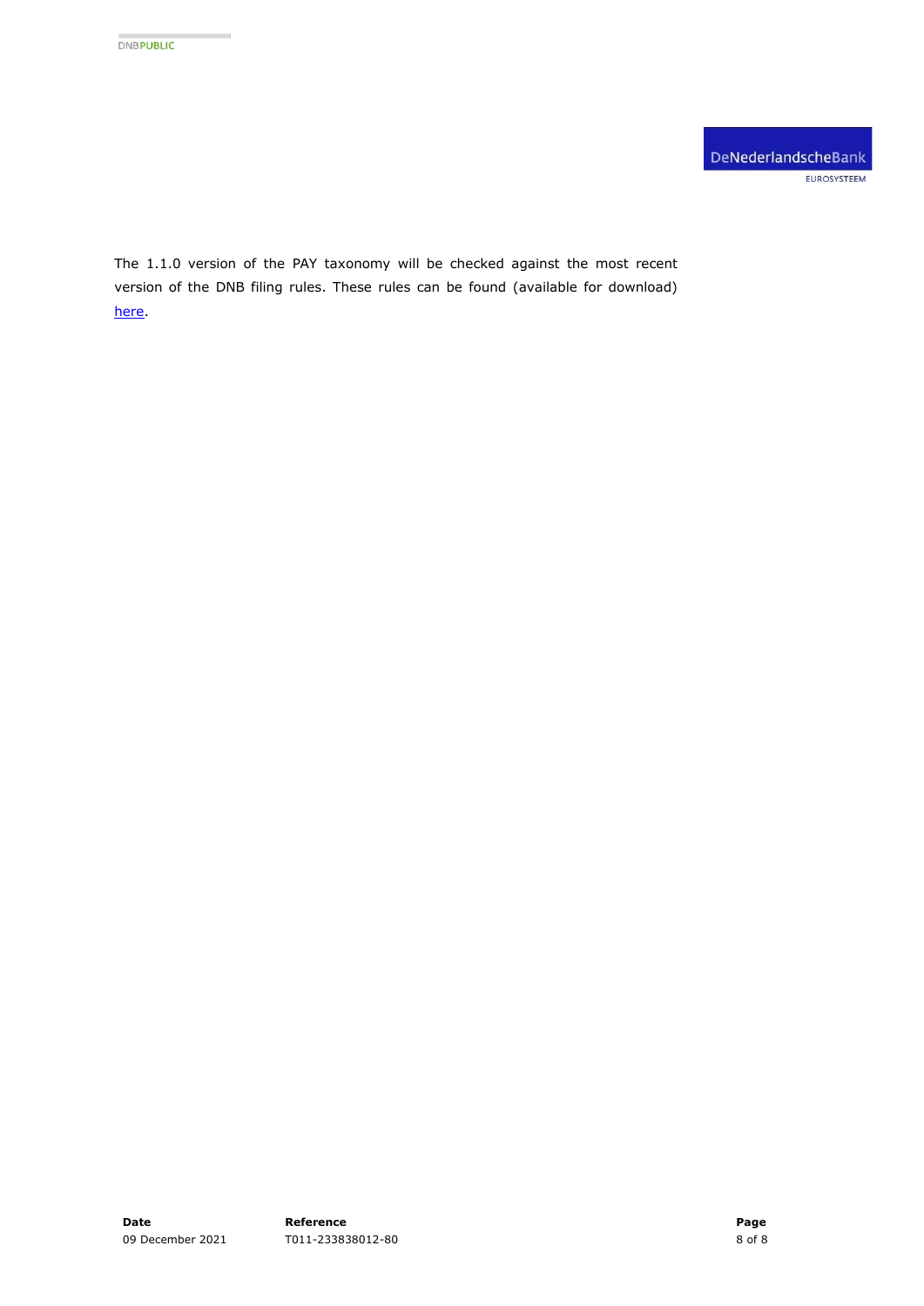The 1.1.0 version of the PAY taxonomy will be checked against the most recent version of the DNB filing rules. These rules can be found (available for download) here.